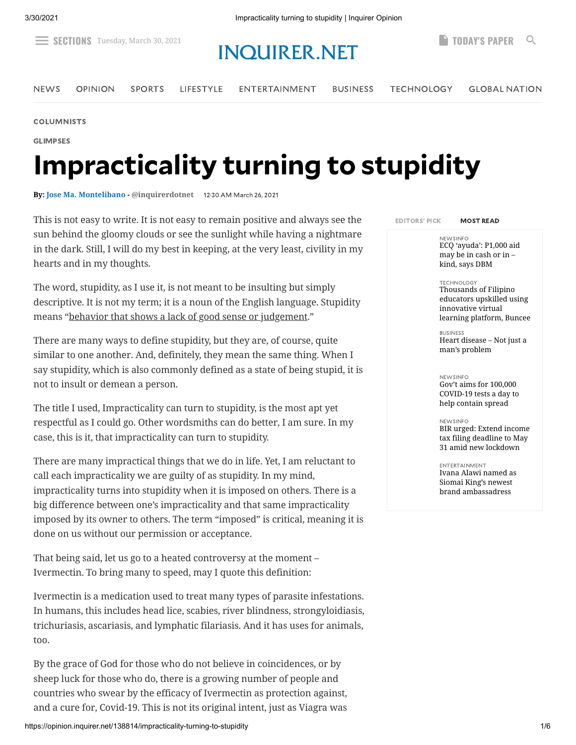COLUMNISTS

GLIMPSES

# Impracticality turning to stupidity

**By:** Jose Ma. Montelibano - @inquirerdotnet 12:30 AM March 26, 2021

This is not easy to write. It is not easy to remain positive and always see the sun behind the gloomy clouds or see the sunlight while having a nightmare in the dark. Still, I will do my best in keeping, at the very least, civility in my hearts and in my thoughts.

The word, stupidity, as I use it, is not meant to be insulting but simply descriptive. It is not my term; it is a noun of the English language. Stupidity means "behavior that shows a lack of good sense or judgement."

There are many ways to define stupidity, but they are, of course, quite similar to one another. And, definitely, they mean the same thing. When I say stupidity, which is also commonly defined as a state of being stupid, it is not to insult or demean a person.

The title I used, Impracticality can turn to stupidity, is the most apt yet respectful as I could go. Other wordsmiths can do better, I am sure. In my case, this is it, that impracticality can turn to stupidity.

There are many impractical things that we do in life. Yet, I am reluctant to call each impracticality we are guilty of as stupidity. In my mind, impracticality turns into stupidity when it is imposed on others. There is a big difference between one's impracticality and that same impracticality imposed by its owner to others. The term "imposed" is critical, meaning it is done on us without our permission or acceptance.

That being said, let us go to a heated controversy at the moment – Ivermectin. To bring many to speed, may I quote this definition:

Ivermectin is a medication used to treat many types of parasite infestations. In humans, this includes head lice, scabies, river blindness, strongyloidiasis, trichuriasis, ascariasis, and lymphatic filariasis. And it has uses for animals, too.

By the grace of God for those who do not believe in coincidences, or by sheep luck for those who do, there is a growing number of people and countries who swear by the efficacy of Ivermectin as protection against, and a cure for, Covid-19. This is not its original intent, just as Viagra was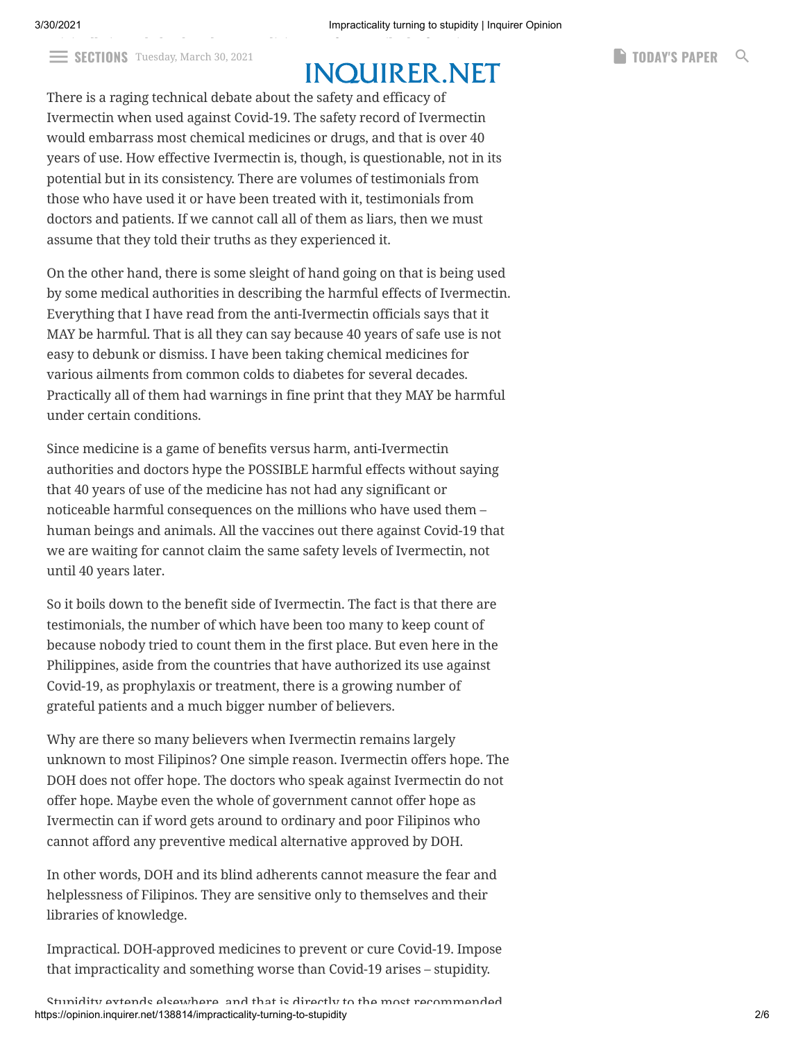There is a raging technical debate about the safety and efficacy of Ivermectin when used against Covid-19. The safety record of Ivermectin would embarrass most chemical medicines or drugs, and that is over 40 years of use. How effective Ivermectin is, though, is questionable, not in its potential but in its consistency. There are volumes of testimonials from those who have used it or have been treated with it, testimonials from doctors and patients. If we cannot call all of them as liars, then we must assume that they told their truths as they experienced it.

On the other hand, there is some sleight of hand going on that is being used by some medical authorities in describing the harmful effects of Ivermectin. Everything that I have read from the anti-Ivermectin officials says that it MAY be harmful. That is all they can say because 40 years of safe use is not easy to debunk or dismiss. I have been taking chemical medicines for various ailments from common colds to diabetes for several decades. Practically all of them had warnings in fine print that they MAY be harmful under certain conditions.

Since medicine is a game of benefits versus harm, anti-Ivermectin authorities and doctors hype the POSSIBLE harmful effects without saying that 40 years of use of the medicine has not had any significant or noticeable harmful consequences on the millions who have used them – human beings and animals. All the vaccines out there against Covid-19 that we are waiting for cannot claim the same safety levels of Ivermectin, not until 40 years later.

So it boils down to the benefit side of Ivermectin. The fact is that there are testimonials, the number of which have been too many to keep count of because nobody tried to count them in the first place. But even here in the Philippines, aside from the countries that have authorized its use against Covid-19, as prophylaxis or treatment, there is a growing number of grateful patients and a much bigger number of believers.

Why are there so many believers when Ivermectin remains largely unknown to most Filipinos? One simple reason. Ivermectin offers hope. The DOH does not offer hope. The doctors who speak against Ivermectin do not offer hope. Maybe even the whole of government cannot offer hope as Ivermectin can if word gets around to ordinary and poor Filipinos who cannot afford any preventive medical alternative approved by DOH.

In other words, DOH and its blind adherents cannot measure the fear and helplessness of Filipinos. They are sensitive only to themselves and their libraries of knowledge.

Impractical. DOH-approved medicines to prevent or cure Covid-19. Impose that impracticality and something worse than Covid-19 arises – stupidity.

Stupidity extends elsewhere, and that is directly to the most recommended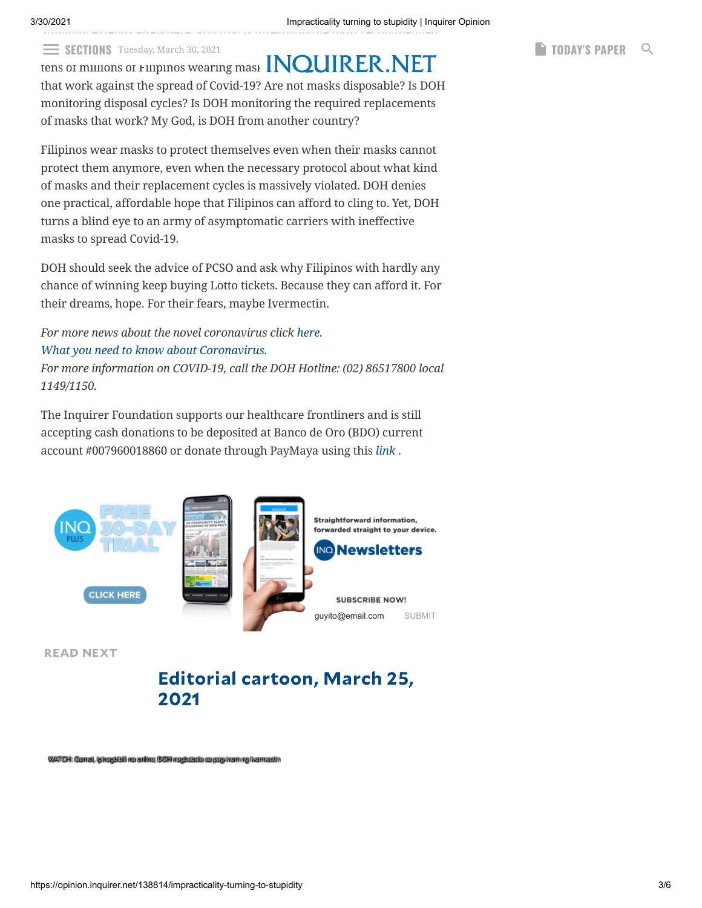tens of millions of Filipinos wearing mask that work against the spread of Covid-19? Are not masks disposable? Is DOH monitoring disposal cycles? Is DOH monitoring the required replacements of masks that work? My God, is DOH from another country?

Filipinos wear masks to protect themselves even when their masks cannot protect them anymore, even when the necessary protocol about what kind of masks and their replacement cycles is massively violated. DOH denies one practical, affordable hope that Filipinos can afford to cling to. Yet, DOH turns a blind eye to an army of asymptomatic carriers with ineffective masks to spread Covid-19.

DOH should seek the advice of PCSO and ask why Filipinos with hardly any chance of winning keep buying Lotto tickets. Because they can afford it. For their dreams, hope. For their fears, maybe Ivermectin.

*For more news about the novel coronavirus click here.*
*What you need to know about Coronavirus.*
*For more information on COVID-19, call the DOH Hotline: (02) 86517800 local 1149/1150.*

The Inquirer Foundation supports our healthcare frontliners and is still accepting cash donations to be deposited at Banco de Oro (BDO) current account #007960018860 or donate through PayMaya using this *link* .

INQ PLUS FREE 30-DAY TRIAL

CLICK HERE

Straightforward information, forwarded straight to your device.

INQ Newsletters

SUBSCRIBE NOW!

guyito@email.com SUBMIT

READ NEXT

## Editorial cartoon, March 25, 2021

WATCH: Gamot, ipinagbibili na online; DOH nagbabala sa pag-inom ng Ivermectin